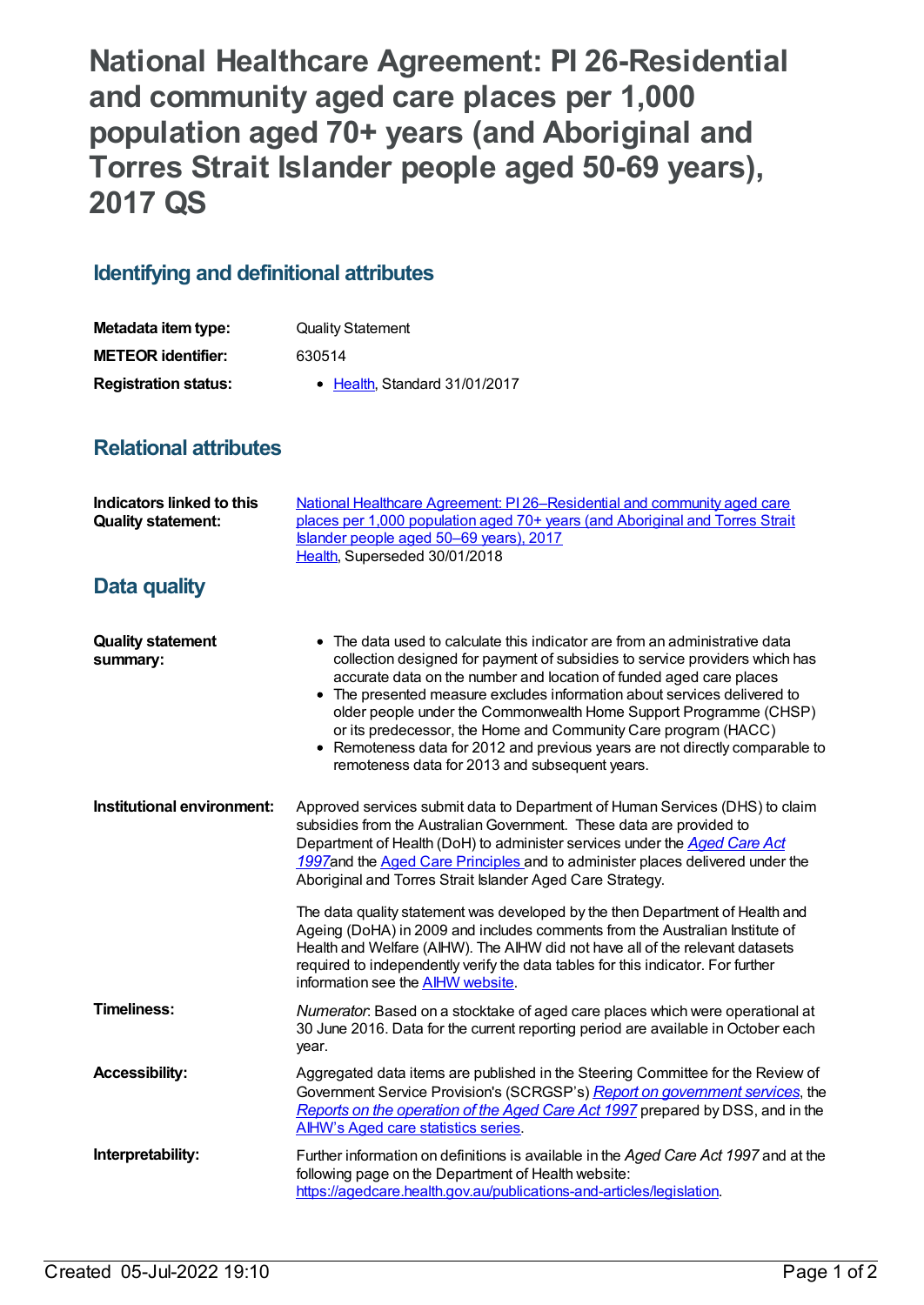# National Healthcare Agreement: PI 26-Residential and community aged care places per 1,000 population aged 70+ years (and Aboriginal and Torres Strait Islander people aged 50-69 years), 2017 QS

## Identifying and definitional attributes

| | |
|---|---|
| **Metadata item type:** | Quality Statement |
| **METEOR identifier:** | 630514 |
| **Registration status:** | • Health, Standard 31/01/2017 |

## Relational attributes

| | |
|---|---|
| **Indicators linked to this Quality statement:** | National Healthcare Agreement: PI 26–Residential and community aged care places per 1,000 population aged 70+ years (and Aboriginal and Torres Strait Islander people aged 50–69 years), 2017<br>Health, Superseded 30/01/2018 |

## Data quality

**Quality statement summary:**

- The data used to calculate this indicator are from an administrative data collection designed for payment of subsidies to service providers which has accurate data on the number and location of funded aged care places
- The presented measure excludes information about services delivered to older people under the Commonwealth Home Support Programme (CHSP) or its predecessor, the Home and Community Care program (HACC)
- Remoteness data for 2012 and previous years are not directly comparable to remoteness data for 2013 and subsequent years.

**Institutional environment:**

Approved services submit data to Department of Human Services (DHS) to claim subsidies from the Australian Government. These data are provided to Department of Health (DoH) to administer services under the *Aged Care Act 1997*and the Aged Care Principles and to administer places delivered under the Aboriginal and Torres Strait Islander Aged Care Strategy.

The data quality statement was developed by the then Department of Health and Ageing (DoHA) in 2009 and includes comments from the Australian Institute of Health and Welfare (AIHW). The AIHW did not have all of the relevant datasets required to independently verify the data tables for this indicator. For further information see the AIHW website.

**Timeliness:**

*Numerator*: Based on a stocktake of aged care places which were operational at 30 June 2016. Data for the current reporting period are available in October each year.

**Accessibility:**

Aggregated data items are published in the Steering Committee for the Review of Government Service Provision's (SCRGSP's) *Report on government services*, the *Reports on the operation of the Aged Care Act 1997* prepared by DSS, and in the AIHW's Aged care statistics series.

**Interpretability:**

Further information on definitions is available in the *Aged Care Act 1997* and at the following page on the Department of Health website: https://agedcare.health.gov.au/publications-and-articles/legislation.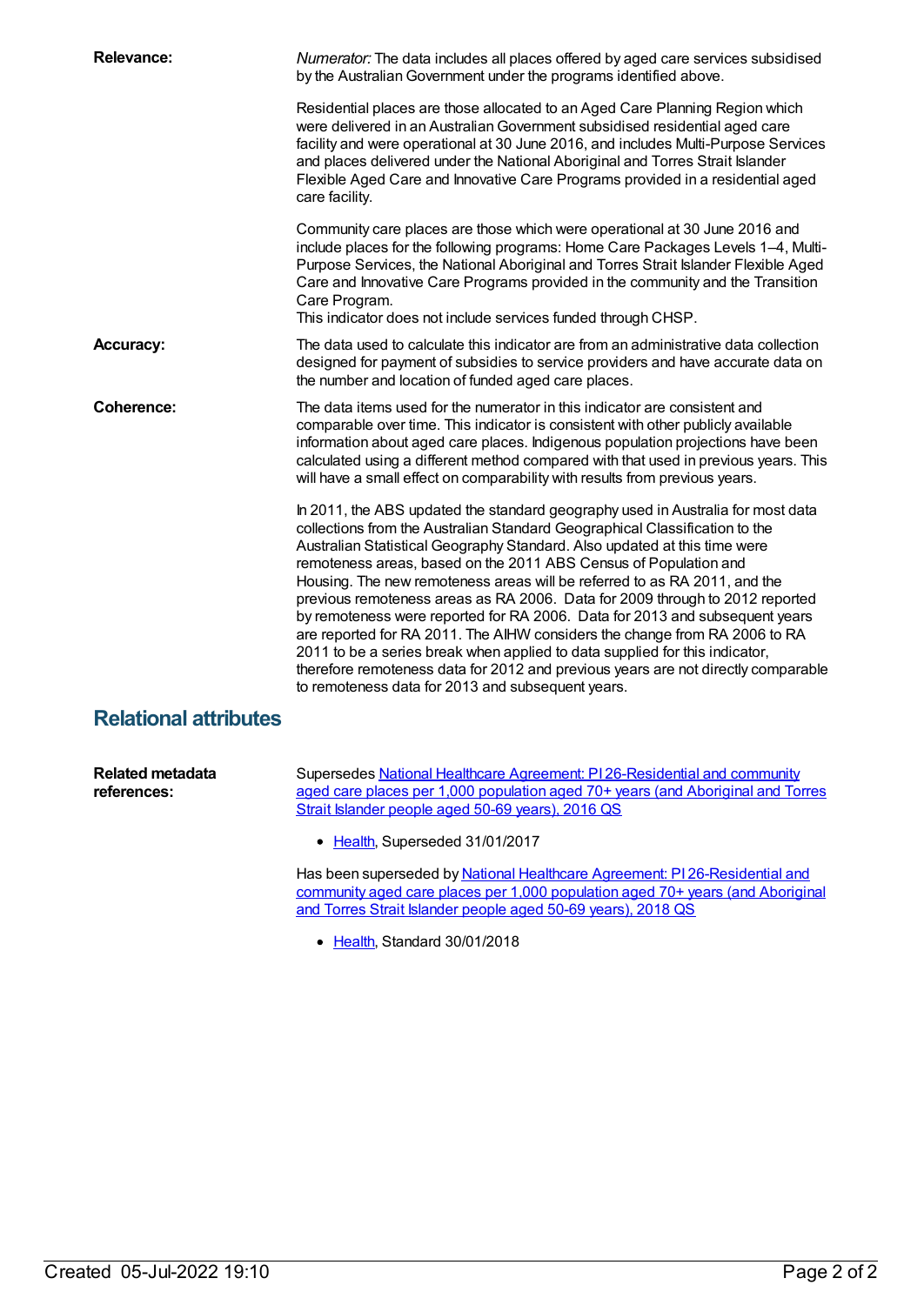**Relevance:**

*Numerator:* The data includes all places offered by aged care services subsidised by the Australian Government under the programs identified above.

Residential places are those allocated to an Aged Care Planning Region which were delivered in an Australian Government subsidised residential aged care facility and were operational at 30 June 2016, and includes Multi-Purpose Services and places delivered under the National Aboriginal and Torres Strait Islander Flexible Aged Care and Innovative Care Programs provided in a residential aged care facility.

Community care places are those which were operational at 30 June 2016 and include places for the following programs: Home Care Packages Levels 1–4, Multi-Purpose Services, the National Aboriginal and Torres Strait Islander Flexible Aged Care and Innovative Care Programs provided in the community and the Transition Care Program.
This indicator does not include services funded through CHSP.

**Accuracy:**

The data used to calculate this indicator are from an administrative data collection designed for payment of subsidies to service providers and have accurate data on the number and location of funded aged care places.

**Coherence:**

The data items used for the numerator in this indicator are consistent and comparable over time. This indicator is consistent with other publicly available information about aged care places. Indigenous population projections have been calculated using a different method compared with that used in previous years. This will have a small effect on comparability with results from previous years.

In 2011, the ABS updated the standard geography used in Australia for most data collections from the Australian Standard Geographical Classification to the Australian Statistical Geography Standard. Also updated at this time were remoteness areas, based on the 2011 ABS Census of Population and Housing. The new remoteness areas will be referred to as RA 2011, and the previous remoteness areas as RA 2006. Data for 2009 through to 2012 reported by remoteness were reported for RA 2006. Data for 2013 and subsequent years are reported for RA 2011. The AIHW considers the change from RA 2006 to RA 2011 to be a series break when applied to data supplied for this indicator, therefore remoteness data for 2012 and previous years are not directly comparable to remoteness data for 2013 and subsequent years.

## Relational attributes

**Related metadata references:**

Supersedes National Healthcare Agreement: PI 26-Residential and community aged care places per 1,000 population aged 70+ years (and Aboriginal and Torres Strait Islander people aged 50-69 years), 2016 QS

- Health, Superseded 31/01/2017

Has been superseded by National Healthcare Agreement: PI 26-Residential and community aged care places per 1,000 population aged 70+ years (and Aboriginal and Torres Strait Islander people aged 50-69 years), 2018 QS

- Health, Standard 30/01/2018